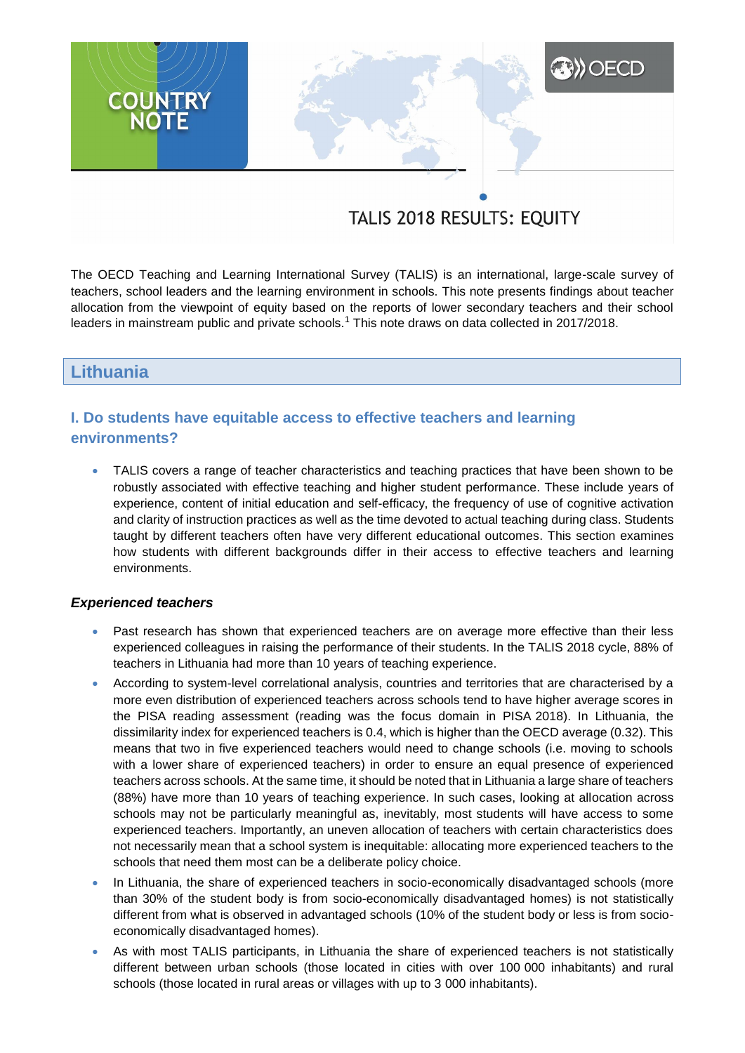COUNTRY NOTE

OECD

# TALIS 2018 RESULTS: EQUITY

The OECD Teaching and Learning International Survey (TALIS) is an international, large-scale survey of teachers, school leaders and the learning environment in schools. This note presents findings about teacher allocation from the viewpoint of equity based on the reports of lower secondary teachers and their school leaders in mainstream public and private schools.[1] This note draws on data collected in 2017/2018.

## Lithuania

### I. Do students have equitable access to effective teachers and learning environments?

- TALIS covers a range of teacher characteristics and teaching practices that have been shown to be robustly associated with effective teaching and higher student performance. These include years of experience, content of initial education and self-efficacy, the frequency of use of cognitive activation and clarity of instruction practices as well as the time devoted to actual teaching during class. Students taught by different teachers often have very different educational outcomes. This section examines how students with different backgrounds differ in their access to effective teachers and learning environments.

#### *Experienced teachers*

- Past research has shown that experienced teachers are on average more effective than their less experienced colleagues in raising the performance of their students. In the TALIS 2018 cycle, 88% of teachers in Lithuania had more than 10 years of teaching experience.
- According to system-level correlational analysis, countries and territories that are characterised by a more even distribution of experienced teachers across schools tend to have higher average scores in the PISA reading assessment (reading was the focus domain in PISA 2018). In Lithuania, the dissimilarity index for experienced teachers is 0.4, which is higher than the OECD average (0.32). This means that two in five experienced teachers would need to change schools (i.e. moving to schools with a lower share of experienced teachers) in order to ensure an equal presence of experienced teachers across schools. At the same time, it should be noted that in Lithuania a large share of teachers (88%) have more than 10 years of teaching experience. In such cases, looking at allocation across schools may not be particularly meaningful as, inevitably, most students will have access to some experienced teachers. Importantly, an uneven allocation of teachers with certain characteristics does not necessarily mean that a school system is inequitable: allocating more experienced teachers to the schools that need them most can be a deliberate policy choice.
- In Lithuania, the share of experienced teachers in socio-economically disadvantaged schools (more than 30% of the student body is from socio-economically disadvantaged homes) is not statistically different from what is observed in advantaged schools (10% of the student body or less is from socio-economically disadvantaged homes).
- As with most TALIS participants, in Lithuania the share of experienced teachers is not statistically different between urban schools (those located in cities with over 100 000 inhabitants) and rural schools (those located in rural areas or villages with up to 3 000 inhabitants).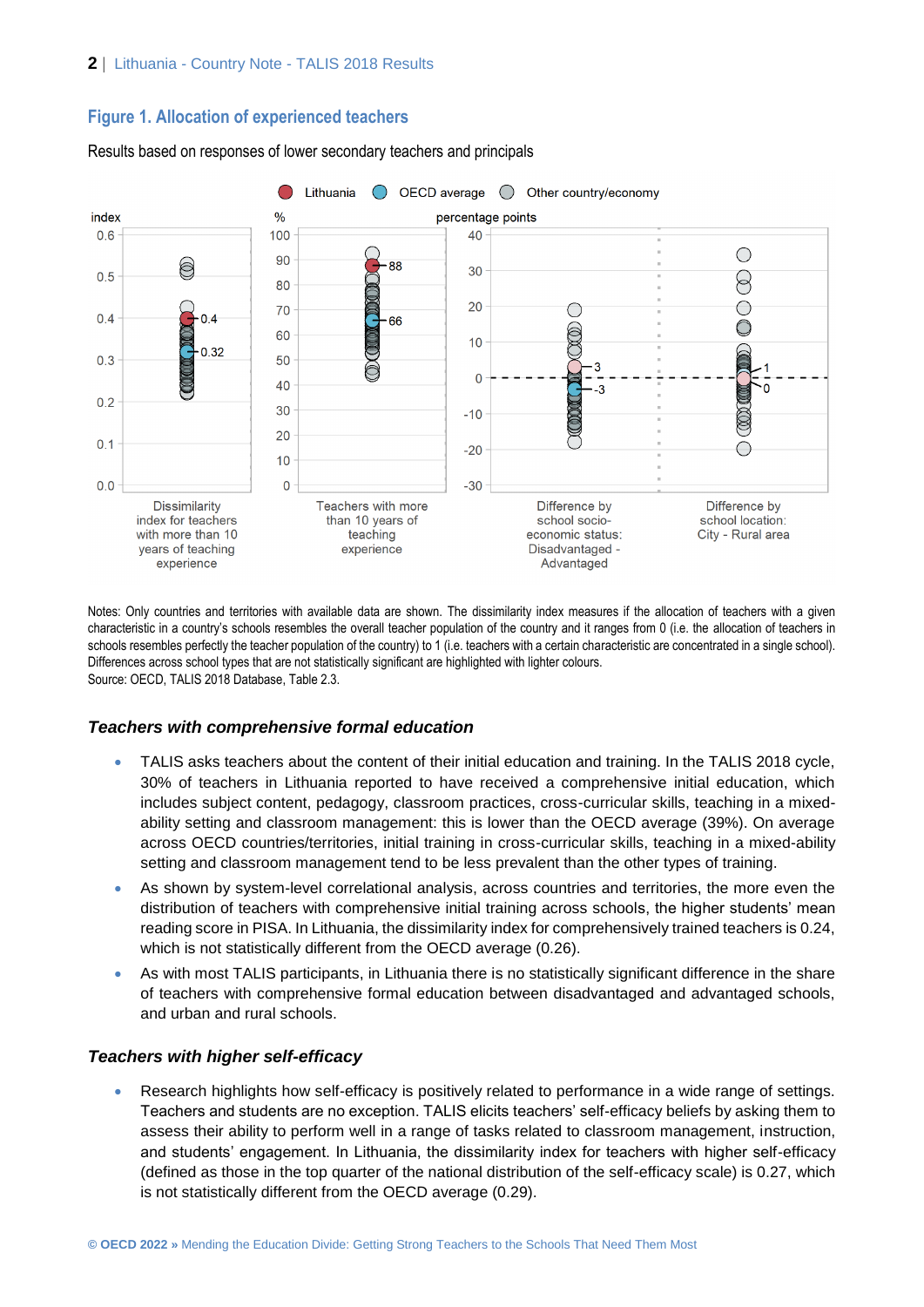## Figure 1. Allocation of experienced teachers

Results based on responses of lower secondary teachers and principals

Notes: Only countries and territories with available data are shown. The dissimilarity index measures if the allocation of teachers with a given characteristic in a country's schools resembles the overall teacher population of the country and it ranges from 0 (i.e. the allocation of teachers in schools resembles perfectly the teacher population of the country) to 1 (i.e. teachers with a certain characteristic are concentrated in a single school). Differences across school types that are not statistically significant are highlighted with lighter colours.
Source: OECD, TALIS 2018 Database, Table 2.3.

### *Teachers with comprehensive formal education*

- TALIS asks teachers about the content of their initial education and training. In the TALIS 2018 cycle, 30% of teachers in Lithuania reported to have received a comprehensive initial education, which includes subject content, pedagogy, classroom practices, cross-curricular skills, teaching in a mixed-ability setting and classroom management: this is lower than the OECD average (39%). On average across OECD countries/territories, initial training in cross-curricular skills, teaching in a mixed-ability setting and classroom management tend to be less prevalent than the other types of training.
- As shown by system-level correlational analysis, across countries and territories, the more even the distribution of teachers with comprehensive initial training across schools, the higher students' mean reading score in PISA. In Lithuania, the dissimilarity index for comprehensively trained teachers is 0.24, which is not statistically different from the OECD average (0.26).
- As with most TALIS participants, in Lithuania there is no statistically significant difference in the share of teachers with comprehensive formal education between disadvantaged and advantaged schools, and urban and rural schools.

### *Teachers with higher self-efficacy*

- Research highlights how self-efficacy is positively related to performance in a wide range of settings. Teachers and students are no exception. TALIS elicits teachers' self-efficacy beliefs by asking them to assess their ability to perform well in a range of tasks related to classroom management, instruction, and students' engagement. In Lithuania, the dissimilarity index for teachers with higher self-efficacy (defined as those in the top quarter of the national distribution of the self-efficacy scale) is 0.27, which is not statistically different from the OECD average (0.29).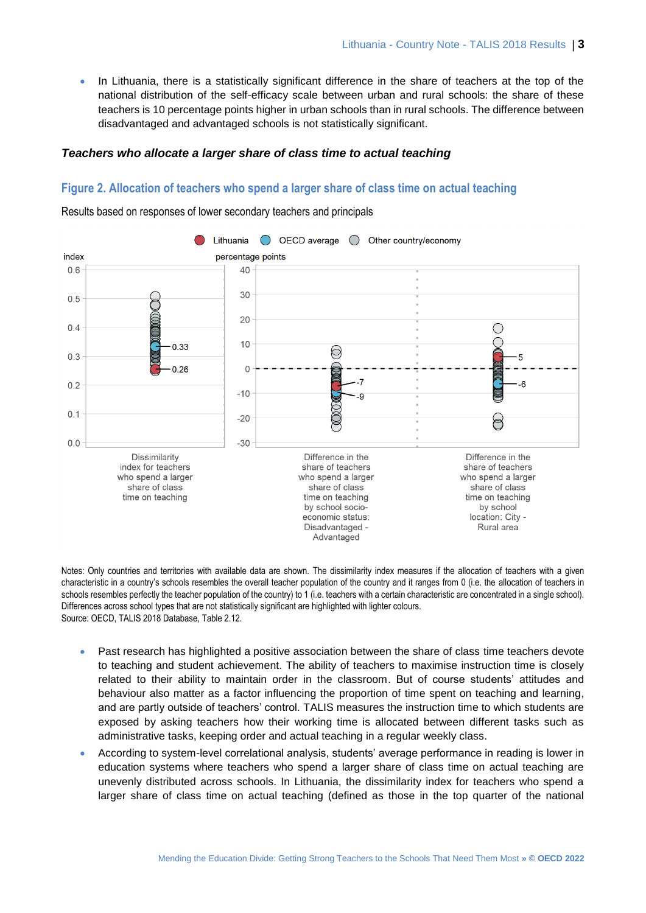- In Lithuania, there is a statistically significant difference in the share of teachers at the top of the national distribution of the self-efficacy scale between urban and rural schools: the share of these teachers is 10 percentage points higher in urban schools than in rural schools. The difference between disadvantaged and advantaged schools is not statistically significant.

### *Teachers who allocate a larger share of class time to actual teaching*

## Figure 2. Allocation of teachers who spend a larger share of class time on actual teaching

Results based on responses of lower secondary teachers and principals

Lithuania | OECD average | Other country/economy

index | percentage points

0.33 | 0.26 | -7 | -9 | 5 | -6

Dissimilarity index for teachers who spend a larger share of class time on teaching

Difference in the share of teachers who spend a larger share of class time on teaching by school socio-economic status: Disadvantaged - Advantaged

Difference in the share of teachers who spend a larger share of class time on teaching by school location: City - Rural area

Notes: Only countries and territories with available data are shown. The dissimilarity index measures if the allocation of teachers with a given characteristic in a country's schools resembles the overall teacher population of the country and it ranges from 0 (i.e. the allocation of teachers in schools resembles perfectly the teacher population of the country) to 1 (i.e. teachers with a certain characteristic are concentrated in a single school). Differences across school types that are not statistically significant are highlighted with lighter colours.

Source: OECD, TALIS 2018 Database, Table 2.12.

- Past research has highlighted a positive association between the share of class time teachers devote to teaching and student achievement. The ability of teachers to maximise instruction time is closely related to their ability to maintain order in the classroom. But of course students' attitudes and behaviour also matter as a factor influencing the proportion of time spent on teaching and learning, and are partly outside of teachers' control. TALIS measures the instruction time to which students are exposed by asking teachers how their working time is allocated between different tasks such as administrative tasks, keeping order and actual teaching in a regular weekly class.
- According to system-level correlational analysis, students' average performance in reading is lower in education systems where teachers who spend a larger share of class time on actual teaching are unevenly distributed across schools. In Lithuania, the dissimilarity index for teachers who spend a larger share of class time on actual teaching (defined as those in the top quarter of the national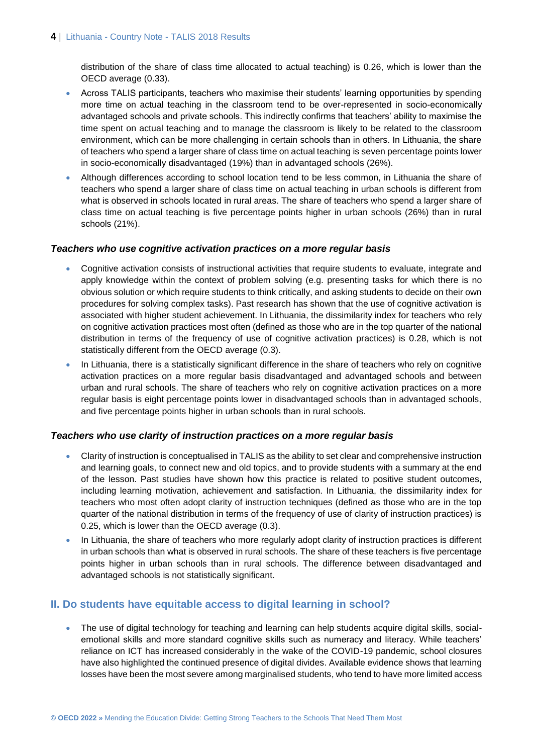distribution of the share of class time allocated to actual teaching) is 0.26, which is lower than the OECD average (0.33).

- Across TALIS participants, teachers who maximise their students' learning opportunities by spending more time on actual teaching in the classroom tend to be over-represented in socio-economically advantaged schools and private schools. This indirectly confirms that teachers' ability to maximise the time spent on actual teaching and to manage the classroom is likely to be related to the classroom environment, which can be more challenging in certain schools than in others. In Lithuania, the share of teachers who spend a larger share of class time on actual teaching is seven percentage points lower in socio-economically disadvantaged (19%) than in advantaged schools (26%).
- Although differences according to school location tend to be less common, in Lithuania the share of teachers who spend a larger share of class time on actual teaching in urban schools is different from what is observed in schools located in rural areas. The share of teachers who spend a larger share of class time on actual teaching is five percentage points higher in urban schools (26%) than in rural schools (21%).

### *Teachers who use cognitive activation practices on a more regular basis*

- Cognitive activation consists of instructional activities that require students to evaluate, integrate and apply knowledge within the context of problem solving (e.g. presenting tasks for which there is no obvious solution or which require students to think critically, and asking students to decide on their own procedures for solving complex tasks). Past research has shown that the use of cognitive activation is associated with higher student achievement. In Lithuania, the dissimilarity index for teachers who rely on cognitive activation practices most often (defined as those who are in the top quarter of the national distribution in terms of the frequency of use of cognitive activation practices) is 0.28, which is not statistically different from the OECD average (0.3).
- In Lithuania, there is a statistically significant difference in the share of teachers who rely on cognitive activation practices on a more regular basis disadvantaged and advantaged schools and between urban and rural schools. The share of teachers who rely on cognitive activation practices on a more regular basis is eight percentage points lower in disadvantaged schools than in advantaged schools, and five percentage points higher in urban schools than in rural schools.

### *Teachers who use clarity of instruction practices on a more regular basis*

- Clarity of instruction is conceptualised in TALIS as the ability to set clear and comprehensive instruction and learning goals, to connect new and old topics, and to provide students with a summary at the end of the lesson. Past studies have shown how this practice is related to positive student outcomes, including learning motivation, achievement and satisfaction. In Lithuania, the dissimilarity index for teachers who most often adopt clarity of instruction techniques (defined as those who are in the top quarter of the national distribution in terms of the frequency of use of clarity of instruction practices) is 0.25, which is lower than the OECD average (0.3).
- In Lithuania, the share of teachers who more regularly adopt clarity of instruction practices is different in urban schools than what is observed in rural schools. The share of these teachers is five percentage points higher in urban schools than in rural schools. The difference between disadvantaged and advantaged schools is not statistically significant.

## II. Do students have equitable access to digital learning in school?

- The use of digital technology for teaching and learning can help students acquire digital skills, social-emotional skills and more standard cognitive skills such as numeracy and literacy. While teachers' reliance on ICT has increased considerably in the wake of the COVID-19 pandemic, school closures have also highlighted the continued presence of digital divides. Available evidence shows that learning losses have been the most severe among marginalised students, who tend to have more limited access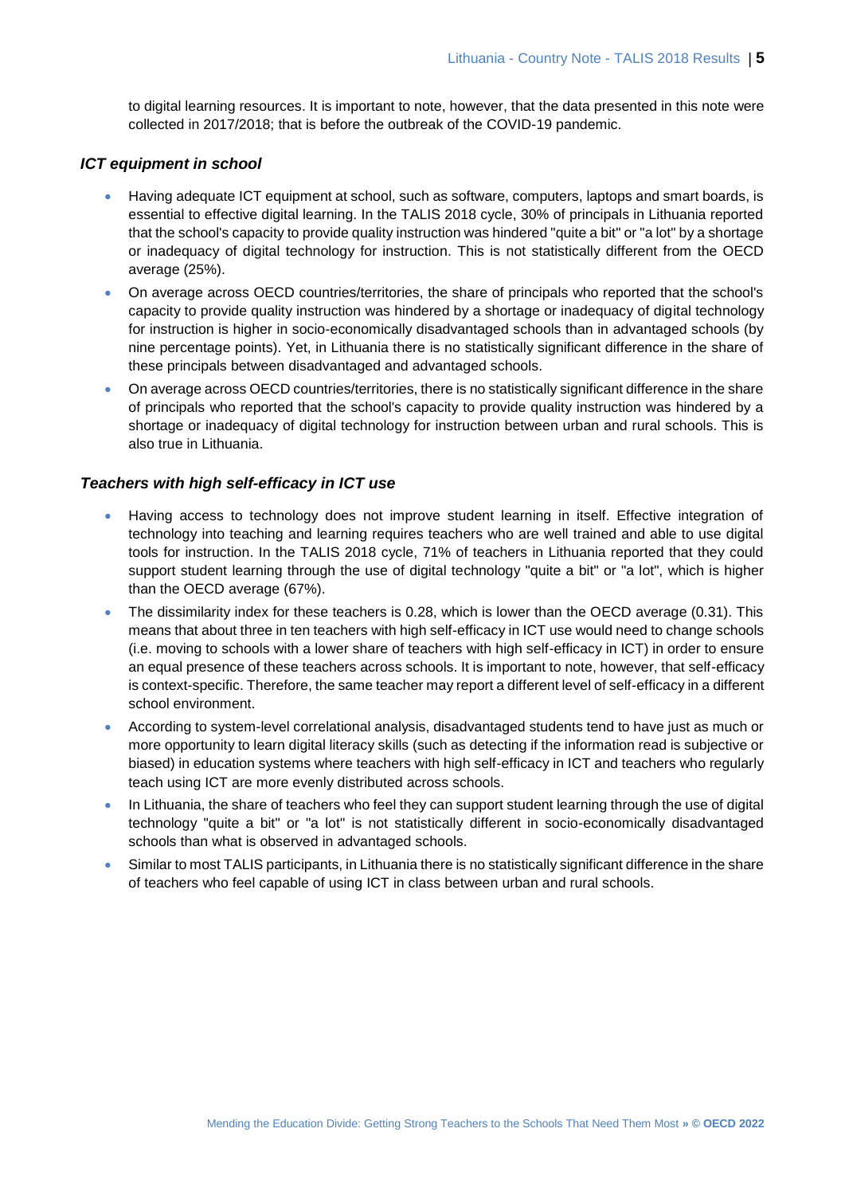to digital learning resources. It is important to note, however, that the data presented in this note were collected in 2017/2018; that is before the outbreak of the COVID-19 pandemic.

### *ICT equipment in school*

- Having adequate ICT equipment at school, such as software, computers, laptops and smart boards, is essential to effective digital learning. In the TALIS 2018 cycle, 30% of principals in Lithuania reported that the school's capacity to provide quality instruction was hindered "quite a bit" or "a lot" by a shortage or inadequacy of digital technology for instruction. This is not statistically different from the OECD average (25%).
- On average across OECD countries/territories, the share of principals who reported that the school's capacity to provide quality instruction was hindered by a shortage or inadequacy of digital technology for instruction is higher in socio-economically disadvantaged schools than in advantaged schools (by nine percentage points). Yet, in Lithuania there is no statistically significant difference in the share of these principals between disadvantaged and advantaged schools.
- On average across OECD countries/territories, there is no statistically significant difference in the share of principals who reported that the school's capacity to provide quality instruction was hindered by a shortage or inadequacy of digital technology for instruction between urban and rural schools. This is also true in Lithuania.

### *Teachers with high self-efficacy in ICT use*

- Having access to technology does not improve student learning in itself. Effective integration of technology into teaching and learning requires teachers who are well trained and able to use digital tools for instruction. In the TALIS 2018 cycle, 71% of teachers in Lithuania reported that they could support student learning through the use of digital technology "quite a bit" or "a lot", which is higher than the OECD average (67%).
- The dissimilarity index for these teachers is 0.28, which is lower than the OECD average (0.31). This means that about three in ten teachers with high self-efficacy in ICT use would need to change schools (i.e. moving to schools with a lower share of teachers with high self-efficacy in ICT) in order to ensure an equal presence of these teachers across schools. It is important to note, however, that self-efficacy is context-specific. Therefore, the same teacher may report a different level of self-efficacy in a different school environment.
- According to system-level correlational analysis, disadvantaged students tend to have just as much or more opportunity to learn digital literacy skills (such as detecting if the information read is subjective or biased) in education systems where teachers with high self-efficacy in ICT and teachers who regularly teach using ICT are more evenly distributed across schools.
- In Lithuania, the share of teachers who feel they can support student learning through the use of digital technology "quite a bit" or "a lot" is not statistically different in socio-economically disadvantaged schools than what is observed in advantaged schools.
- Similar to most TALIS participants, in Lithuania there is no statistically significant difference in the share of teachers who feel capable of using ICT in class between urban and rural schools.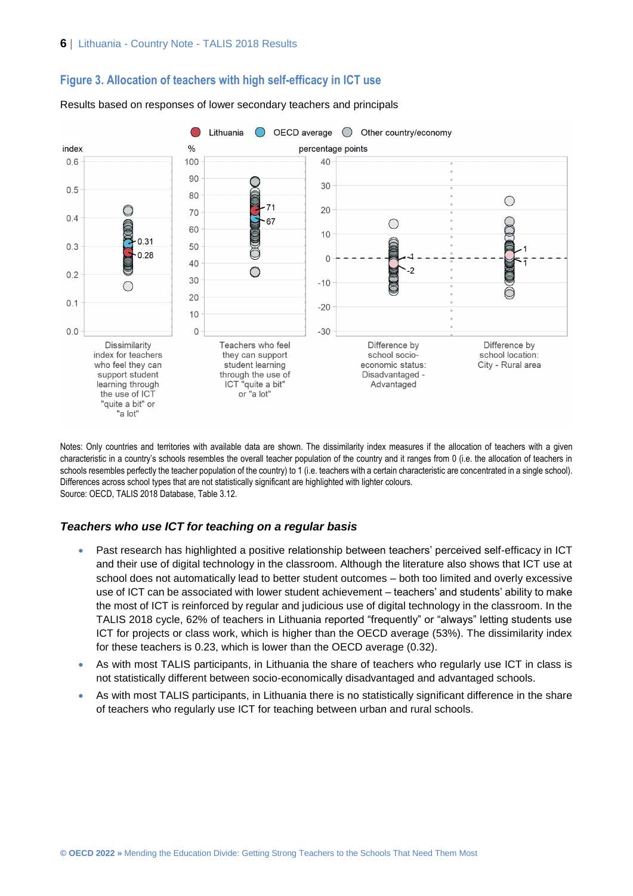## Figure 3. Allocation of teachers with high self-efficacy in ICT use

Results based on responses of lower secondary teachers and principals

Lithuania | OECD average | Other country/economy

index | % | percentage points

Dissimilarity index for teachers who feel they can support student learning through the use of ICT "quite a bit" or "a lot": Lithuania 0.28, OECD average 0.31

Teachers who feel they can support student learning through the use of ICT "quite a bit" or "a lot": Lithuania 71, OECD average 67

Difference by school socio-economic status: Disadvantaged - Advantaged: -1, -2

Difference by school location: City - Rural area: 1, 1

Notes: Only countries and territories with available data are shown. The dissimilarity index measures if the allocation of teachers with a given characteristic in a country's schools resembles the overall teacher population of the country and it ranges from 0 (i.e. the allocation of teachers in schools resembles perfectly the teacher population of the country) to 1 (i.e. teachers with a certain characteristic are concentrated in a single school). Differences across school types that are not statistically significant are highlighted with lighter colours.
Source: OECD, TALIS 2018 Database, Table 3.12.

### *Teachers who use ICT for teaching on a regular basis*

- Past research has highlighted a positive relationship between teachers' perceived self-efficacy in ICT and their use of digital technology in the classroom. Although the literature also shows that ICT use at school does not automatically lead to better student outcomes – both too limited and overly excessive use of ICT can be associated with lower student achievement – teachers' and students' ability to make the most of ICT is reinforced by regular and judicious use of digital technology in the classroom. In the TALIS 2018 cycle, 62% of teachers in Lithuania reported "frequently" or "always" letting students use ICT for projects or class work, which is higher than the OECD average (53%). The dissimilarity index for these teachers is 0.23, which is lower than the OECD average (0.32).
- As with most TALIS participants, in Lithuania the share of teachers who regularly use ICT in class is not statistically different between socio-economically disadvantaged and advantaged schools.
- As with most TALIS participants, in Lithuania there is no statistically significant difference in the share of teachers who regularly use ICT for teaching between urban and rural schools.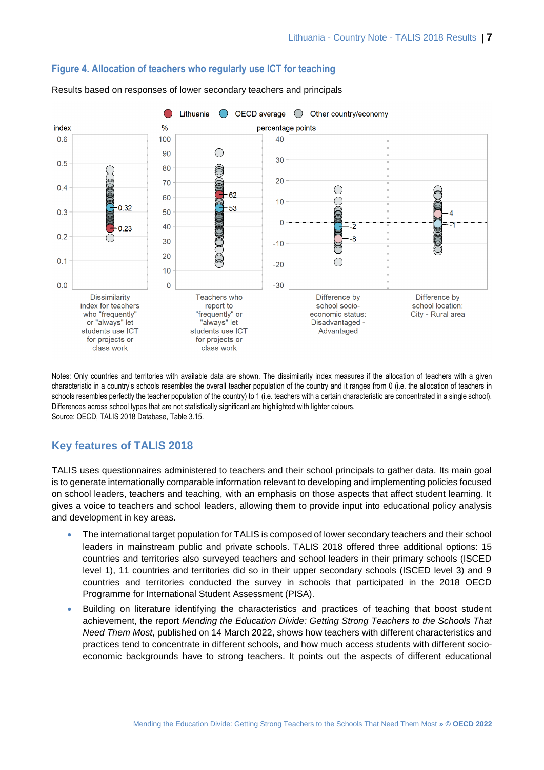## Figure 4. Allocation of teachers who regularly use ICT for teaching

Results based on responses of lower secondary teachers and principals

Lithuania | OECD average | Other country/economy

| | Lithuania | OECD average |
|---|---|---|
| Dissimilarity index for teachers who "frequently" or "always" let students use ICT for projects or class work (index) | 0.23 | 0.32 |
| Teachers who report to "frequently" or "always" let students use ICT for projects or class work (%) | 62 | 53 |
| Difference by school socio-economic status: Disadvantaged - Advantaged (percentage points) | -8 | -2 |
| Difference by school location: City - Rural area (percentage points) | 4 | -1 |

Notes: Only countries and territories with available data are shown. The dissimilarity index measures if the allocation of teachers with a given characteristic in a country's schools resembles the overall teacher population of the country and it ranges from 0 (i.e. the allocation of teachers in schools resembles perfectly the teacher population of the country) to 1 (i.e. teachers with a certain characteristic are concentrated in a single school). Differences across school types that are not statistically significant are highlighted with lighter colours.
Source: OECD, TALIS 2018 Database, Table 3.15.

## Key features of TALIS 2018

TALIS uses questionnaires administered to teachers and their school principals to gather data. Its main goal is to generate internationally comparable information relevant to developing and implementing policies focused on school leaders, teachers and teaching, with an emphasis on those aspects that affect student learning. It gives a voice to teachers and school leaders, allowing them to provide input into educational policy analysis and development in key areas.

- The international target population for TALIS is composed of lower secondary teachers and their school leaders in mainstream public and private schools. TALIS 2018 offered three additional options: 15 countries and territories also surveyed teachers and school leaders in their primary schools (ISCED level 1), 11 countries and territories did so in their upper secondary schools (ISCED level 3) and 9 countries and territories conducted the survey in schools that participated in the 2018 OECD Programme for International Student Assessment (PISA).
- Building on literature identifying the characteristics and practices of teaching that boost student achievement, the report *Mending the Education Divide: Getting Strong Teachers to the Schools That Need Them Most*, published on 14 March 2022, shows how teachers with different characteristics and practices tend to concentrate in different schools, and how much access students with different socio-economic backgrounds have to strong teachers. It points out the aspects of different educational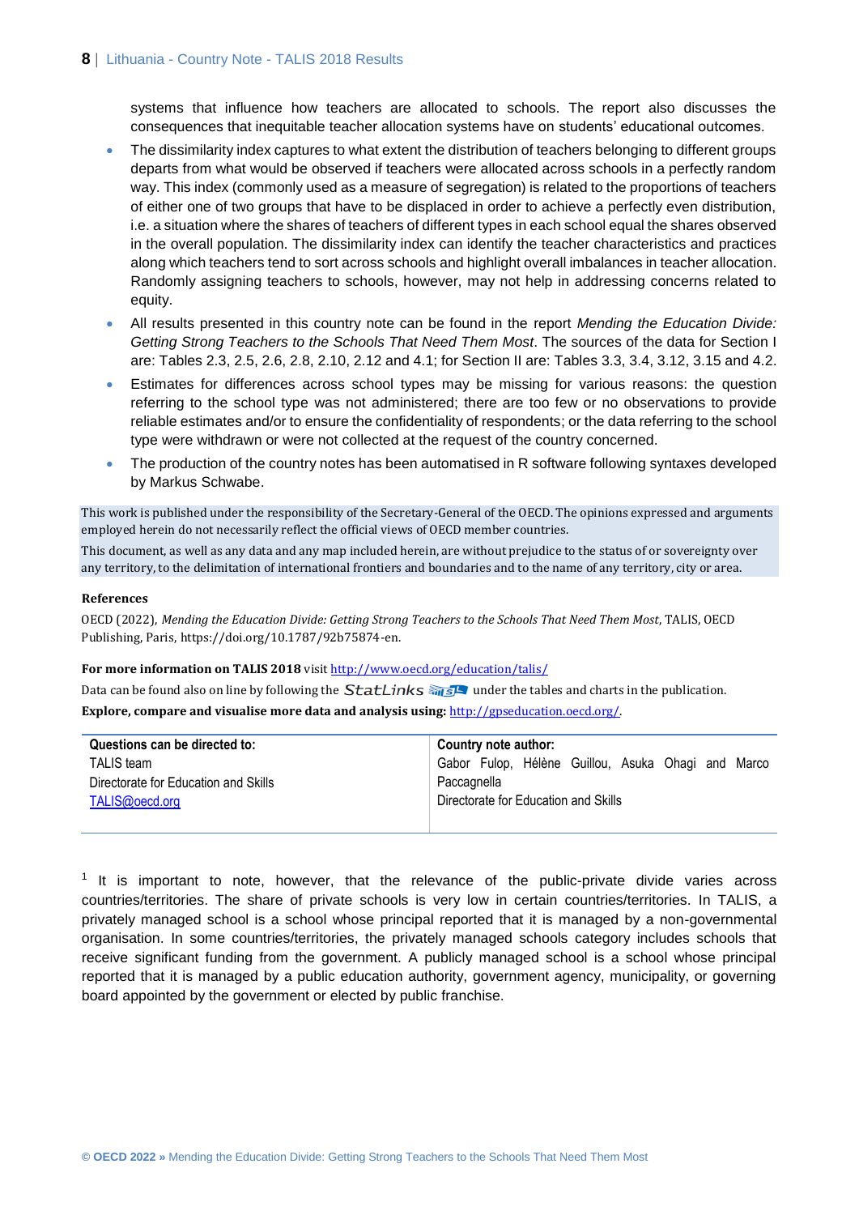systems that influence how teachers are allocated to schools. The report also discusses the consequences that inequitable teacher allocation systems have on students' educational outcomes.

- The dissimilarity index captures to what extent the distribution of teachers belonging to different groups departs from what would be observed if teachers were allocated across schools in a perfectly random way. This index (commonly used as a measure of segregation) is related to the proportions of teachers of either one of two groups that have to be displaced in order to achieve a perfectly even distribution, i.e. a situation where the shares of teachers of different types in each school equal the shares observed in the overall population. The dissimilarity index can identify the teacher characteristics and practices along which teachers tend to sort across schools and highlight overall imbalances in teacher allocation. Randomly assigning teachers to schools, however, may not help in addressing concerns related to equity.
- All results presented in this country note can be found in the report *Mending the Education Divide: Getting Strong Teachers to the Schools That Need Them Most*. The sources of the data for Section I are: Tables 2.3, 2.5, 2.6, 2.8, 2.10, 2.12 and 4.1; for Section II are: Tables 3.3, 3.4, 3.12, 3.15 and 4.2.
- Estimates for differences across school types may be missing for various reasons: the question referring to the school type was not administered; there are too few or no observations to provide reliable estimates and/or to ensure the confidentiality of respondents; or the data referring to the school type were withdrawn or were not collected at the request of the country concerned.
- The production of the country notes has been automatised in R software following syntaxes developed by Markus Schwabe.

This work is published under the responsibility of the Secretary-General of the OECD. The opinions expressed and arguments employed herein do not necessarily reflect the official views of OECD member countries.

This document, as well as any data and any map included herein, are without prejudice to the status of or sovereignty over any territory, to the delimitation of international frontiers and boundaries and to the name of any territory, city or area.

**References**

OECD (2022), *Mending the Education Divide: Getting Strong Teachers to the Schools That Need Them Most*, TALIS, OECD Publishing, Paris, https://doi.org/10.1787/92b75874-en.

**For more information on TALIS 2018** visit http://www.oecd.org/education/talis/

Data can be found also on line by following the StatLinks under the tables and charts in the publication.

**Explore, compare and visualise more data and analysis using:** http://gpseducation.oecd.org/.

| **Questions can be directed to:** | **Country note author:** |
|---|---|
| TALIS team<br>Directorate for Education and Skills<br>TALIS@oecd.org | Gabor Fulop, Hélène Guillou, Asuka Ohagi and Marco Paccagnella<br>Directorate for Education and Skills |

[1] It is important to note, however, that the relevance of the public-private divide varies across countries/territories. The share of private schools is very low in certain countries/territories. In TALIS, a privately managed school is a school whose principal reported that it is managed by a non-governmental organisation. In some countries/territories, the privately managed schools category includes schools that receive significant funding from the government. A publicly managed school is a school whose principal reported that it is managed by a public education authority, government agency, municipality, or governing board appointed by the government or elected by public franchise.